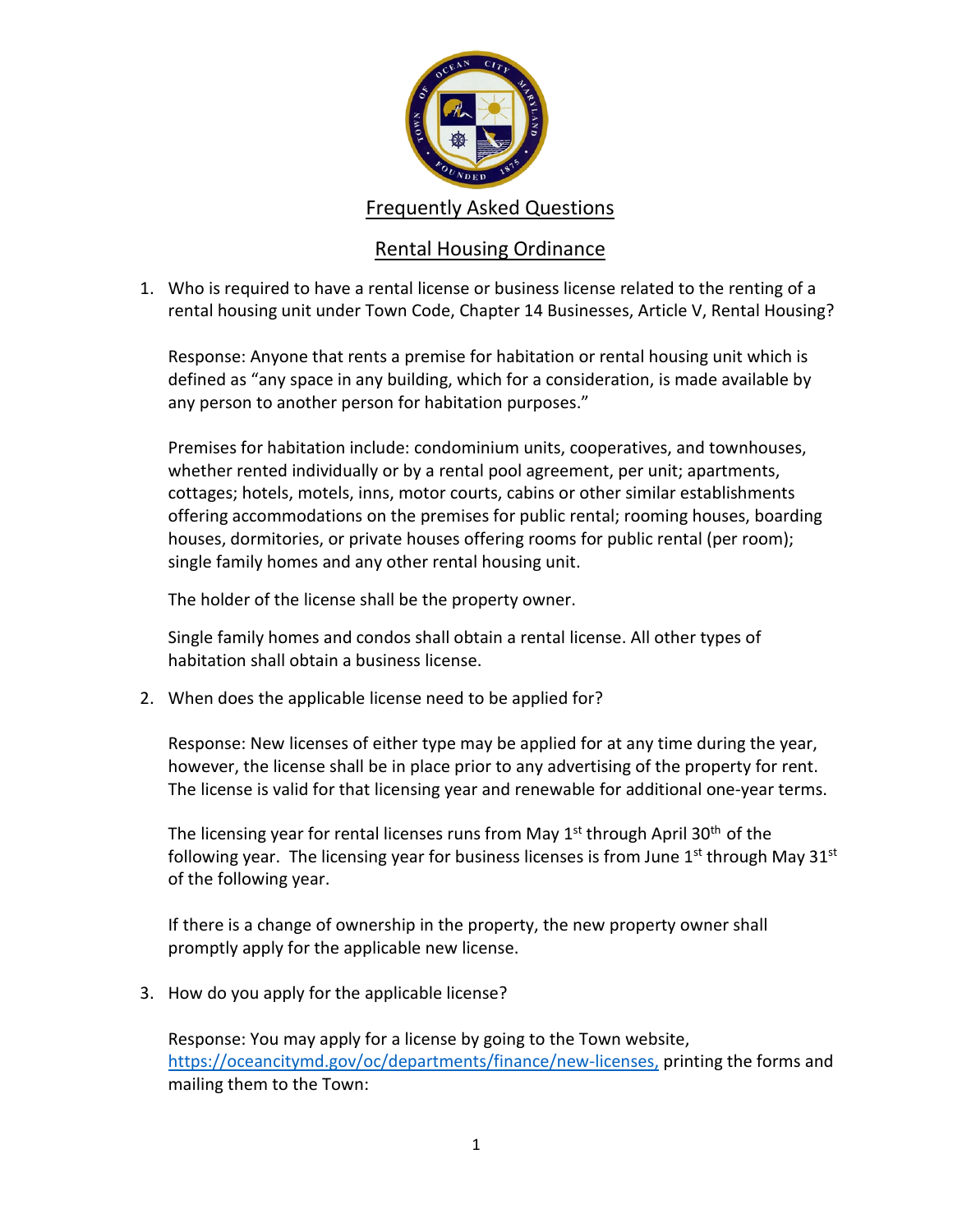# Frequently Asked Questions

## Rental Housing Ordinance

1. Who is required to have a rental license or business license related to the renting of a rental housing unit under Town Code, Chapter 14 Businesses, Article V, Rental Housing?

   Response: Anyone that rents a premise for habitation or rental housing unit which is defined as "any space in any building, which for a consideration, is made available by any person to another person for habitation purposes."

   Premises for habitation include: condominium units, cooperatives, and townhouses, whether rented individually or by a rental pool agreement, per unit; apartments, cottages; hotels, motels, inns, motor courts, cabins or other similar establishments offering accommodations on the premises for public rental; rooming houses, boarding houses, dormitories, or private houses offering rooms for public rental (per room); single family homes and any other rental housing unit.

   The holder of the license shall be the property owner.

   Single family homes and condos shall obtain a rental license. All other types of habitation shall obtain a business license.

2. When does the applicable license need to be applied for?

   Response: New licenses of either type may be applied for at any time during the year, however, the license shall be in place prior to any advertising of the property for rent. The license is valid for that licensing year and renewable for additional one-year terms.

   The licensing year for rental licenses runs from May 1st through April 30th of the following year. The licensing year for business licenses is from June 1st through May 31st of the following year.

   If there is a change of ownership in the property, the new property owner shall promptly apply for the applicable new license.

3. How do you apply for the applicable license?

   Response: You may apply for a license by going to the Town website, https://oceancitymd.gov/oc/departments/finance/new-licenses, printing the forms and mailing them to the Town: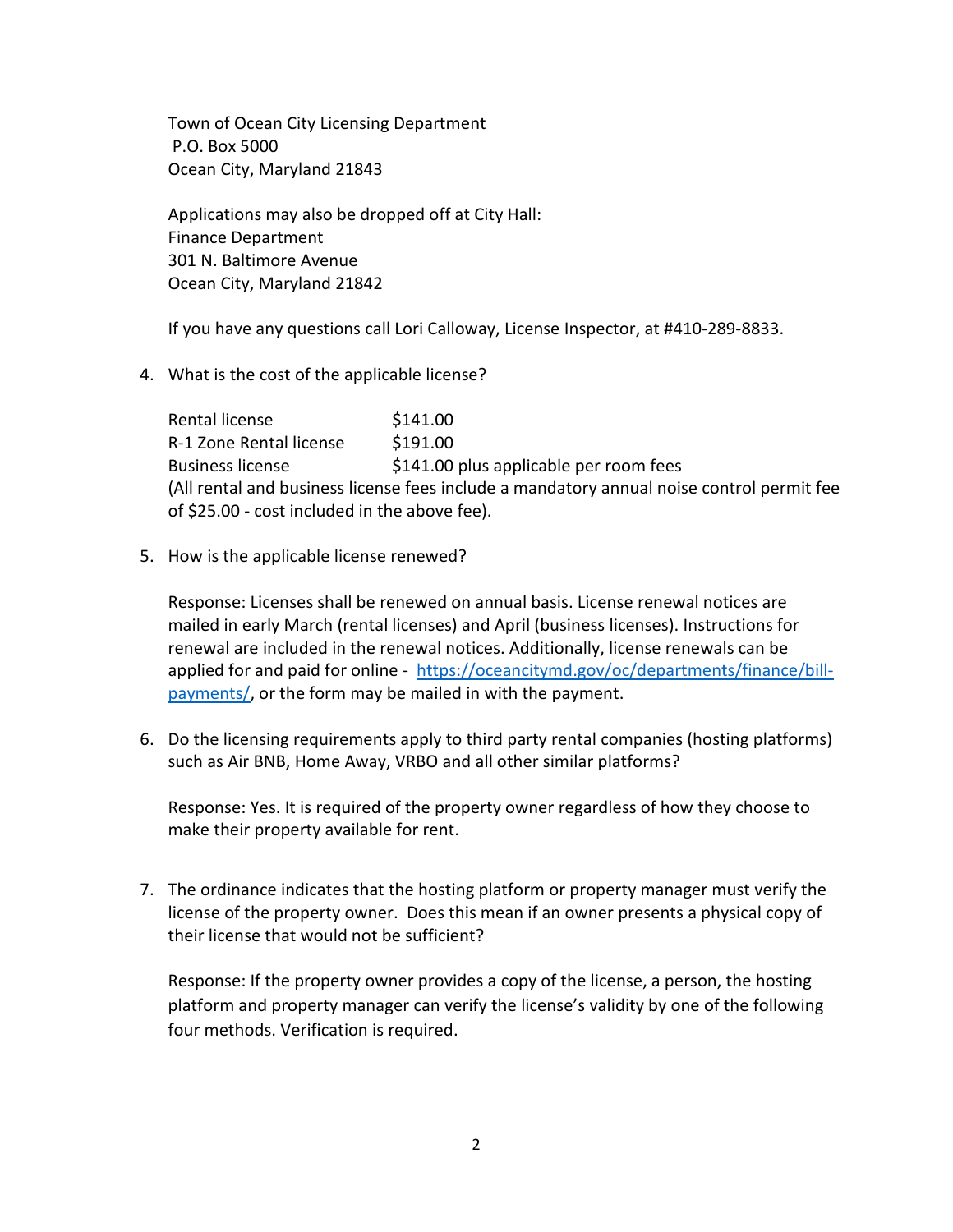Town of Ocean City Licensing Department
P.O. Box 5000
Ocean City, Maryland 21843

Applications may also be dropped off at City Hall:
Finance Department
301 N. Baltimore Avenue
Ocean City, Maryland 21842

If you have any questions call Lori Calloway, License Inspector, at #410-289-8833.

4. What is the cost of the applicable license?

| | |
|---|---|
| Rental license | $141.00 |
| R-1 Zone Rental license | $191.00 |
| Business license | $141.00 plus applicable per room fees |

(All rental and business license fees include a mandatory annual noise control permit fee of $25.00 - cost included in the above fee).

5. How is the applicable license renewed?

   Response: Licenses shall be renewed on annual basis. License renewal notices are mailed in early March (rental licenses) and April (business licenses). Instructions for renewal are included in the renewal notices. Additionally, license renewals can be applied for and paid for online - [https://oceancitymd.gov/oc/departments/finance/bill-payments/](https://oceancitymd.gov/oc/departments/finance/bill-payments/), or the form may be mailed in with the payment.

6. Do the licensing requirements apply to third party rental companies (hosting platforms) such as Air BNB, Home Away, VRBO and all other similar platforms?

   Response: Yes. It is required of the property owner regardless of how they choose to make their property available for rent.

7. The ordinance indicates that the hosting platform or property manager must verify the license of the property owner. Does this mean if an owner presents a physical copy of their license that would not be sufficient?

   Response: If the property owner provides a copy of the license, a person, the hosting platform and property manager can verify the license's validity by one of the following four methods. Verification is required.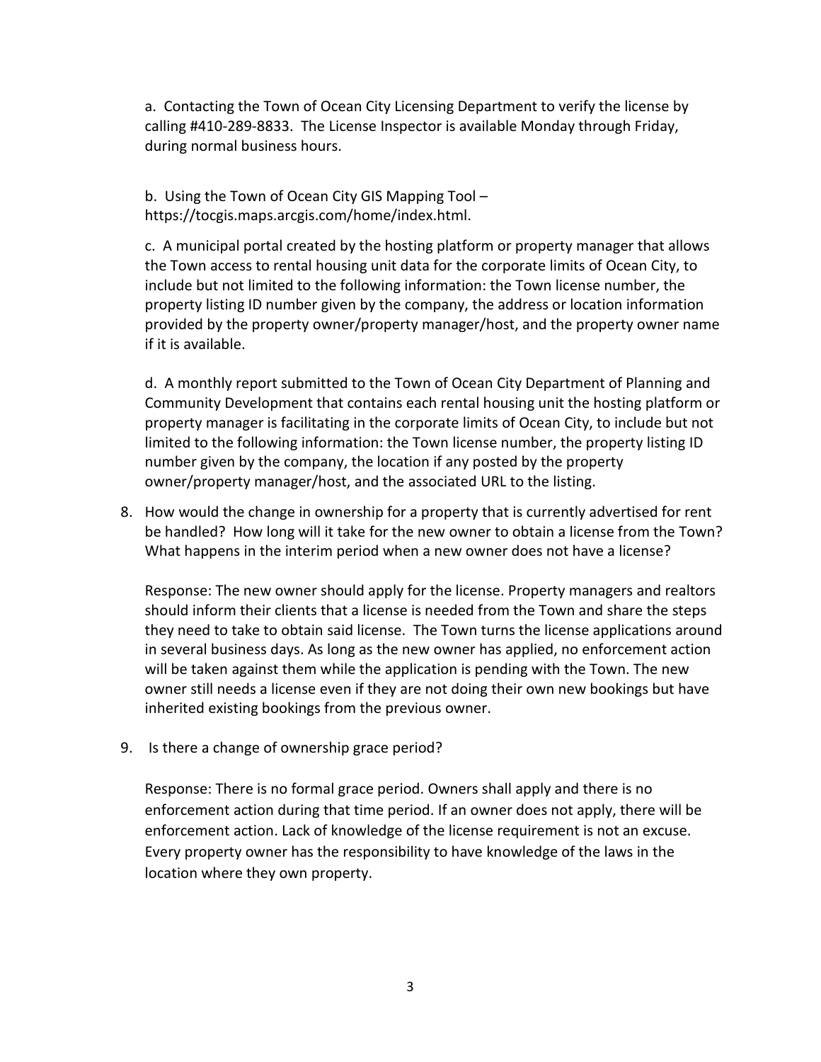a. Contacting the Town of Ocean City Licensing Department to verify the license by calling #410-289-8833. The License Inspector is available Monday through Friday, during normal business hours.

b. Using the Town of Ocean City GIS Mapping Tool – https://tocgis.maps.arcgis.com/home/index.html.

c. A municipal portal created by the hosting platform or property manager that allows the Town access to rental housing unit data for the corporate limits of Ocean City, to include but not limited to the following information: the Town license number, the property listing ID number given by the company, the address or location information provided by the property owner/property manager/host, and the property owner name if it is available.

d. A monthly report submitted to the Town of Ocean City Department of Planning and Community Development that contains each rental housing unit the hosting platform or property manager is facilitating in the corporate limits of Ocean City, to include but not limited to the following information: the Town license number, the property listing ID number given by the company, the location if any posted by the property owner/property manager/host, and the associated URL to the listing.

8. How would the change in ownership for a property that is currently advertised for rent be handled? How long will it take for the new owner to obtain a license from the Town? What happens in the interim period when a new owner does not have a license?

   Response: The new owner should apply for the license. Property managers and realtors should inform their clients that a license is needed from the Town and share the steps they need to take to obtain said license. The Town turns the license applications around in several business days. As long as the new owner has applied, no enforcement action will be taken against them while the application is pending with the Town. The new owner still needs a license even if they are not doing their own new bookings but have inherited existing bookings from the previous owner.

9. Is there a change of ownership grace period?

   Response: There is no formal grace period. Owners shall apply and there is no enforcement action during that time period. If an owner does not apply, there will be enforcement action. Lack of knowledge of the license requirement is not an excuse. Every property owner has the responsibility to have knowledge of the laws in the location where they own property.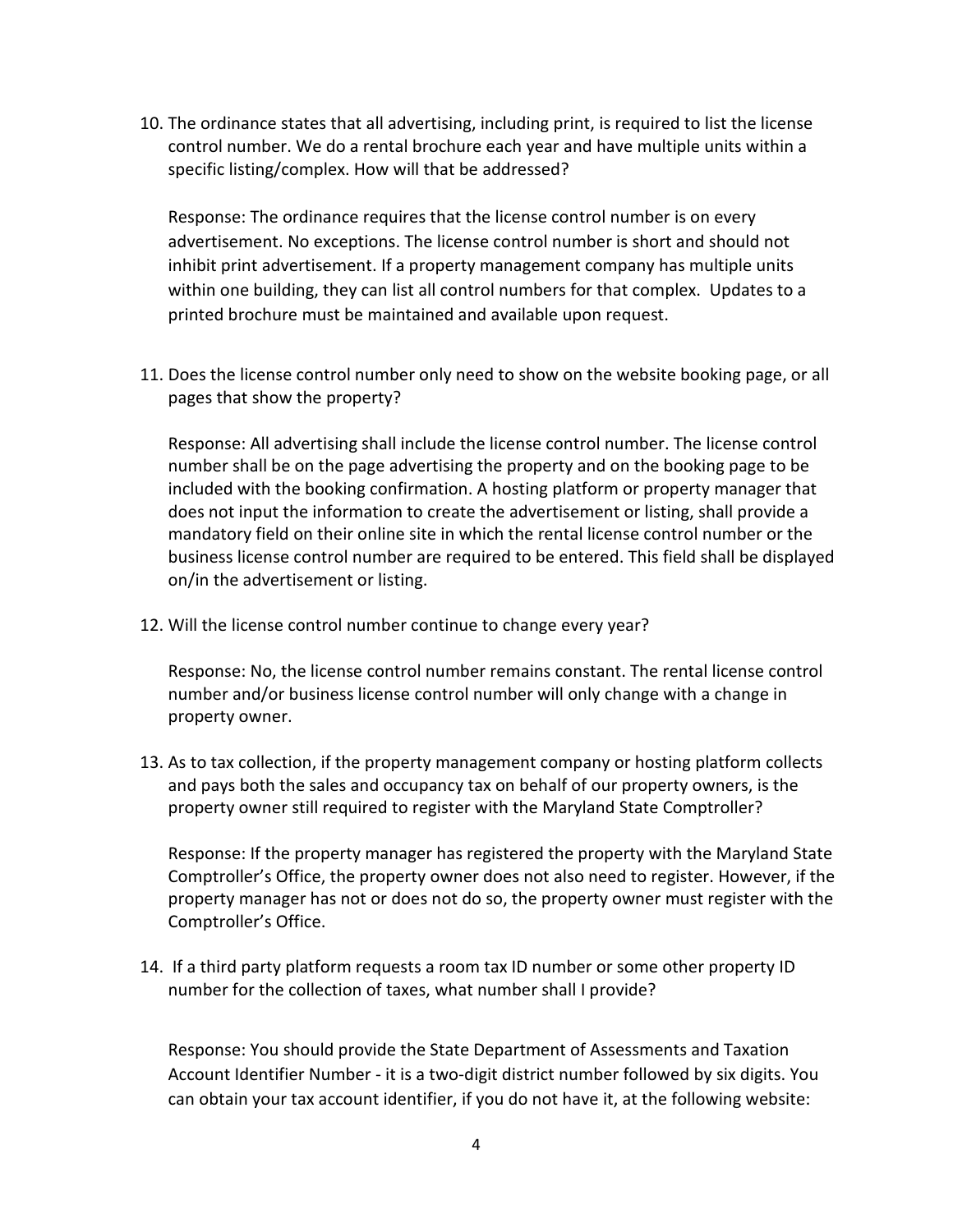10. The ordinance states that all advertising, including print, is required to list the license control number. We do a rental brochure each year and have multiple units within a specific listing/complex. How will that be addressed?

    Response: The ordinance requires that the license control number is on every advertisement. No exceptions. The license control number is short and should not inhibit print advertisement. If a property management company has multiple units within one building, they can list all control numbers for that complex. Updates to a printed brochure must be maintained and available upon request.

11. Does the license control number only need to show on the website booking page, or all pages that show the property?

    Response: All advertising shall include the license control number. The license control number shall be on the page advertising the property and on the booking page to be included with the booking confirmation. A hosting platform or property manager that does not input the information to create the advertisement or listing, shall provide a mandatory field on their online site in which the rental license control number or the business license control number are required to be entered. This field shall be displayed on/in the advertisement or listing.

12. Will the license control number continue to change every year?

    Response: No, the license control number remains constant. The rental license control number and/or business license control number will only change with a change in property owner.

13. As to tax collection, if the property management company or hosting platform collects and pays both the sales and occupancy tax on behalf of our property owners, is the property owner still required to register with the Maryland State Comptroller?

    Response: If the property manager has registered the property with the Maryland State Comptroller's Office, the property owner does not also need to register. However, if the property manager has not or does not do so, the property owner must register with the Comptroller's Office.

14. If a third party platform requests a room tax ID number or some other property ID number for the collection of taxes, what number shall I provide?

    Response: You should provide the State Department of Assessments and Taxation Account Identifier Number - it is a two-digit district number followed by six digits. You can obtain your tax account identifier, if you do not have it, at the following website: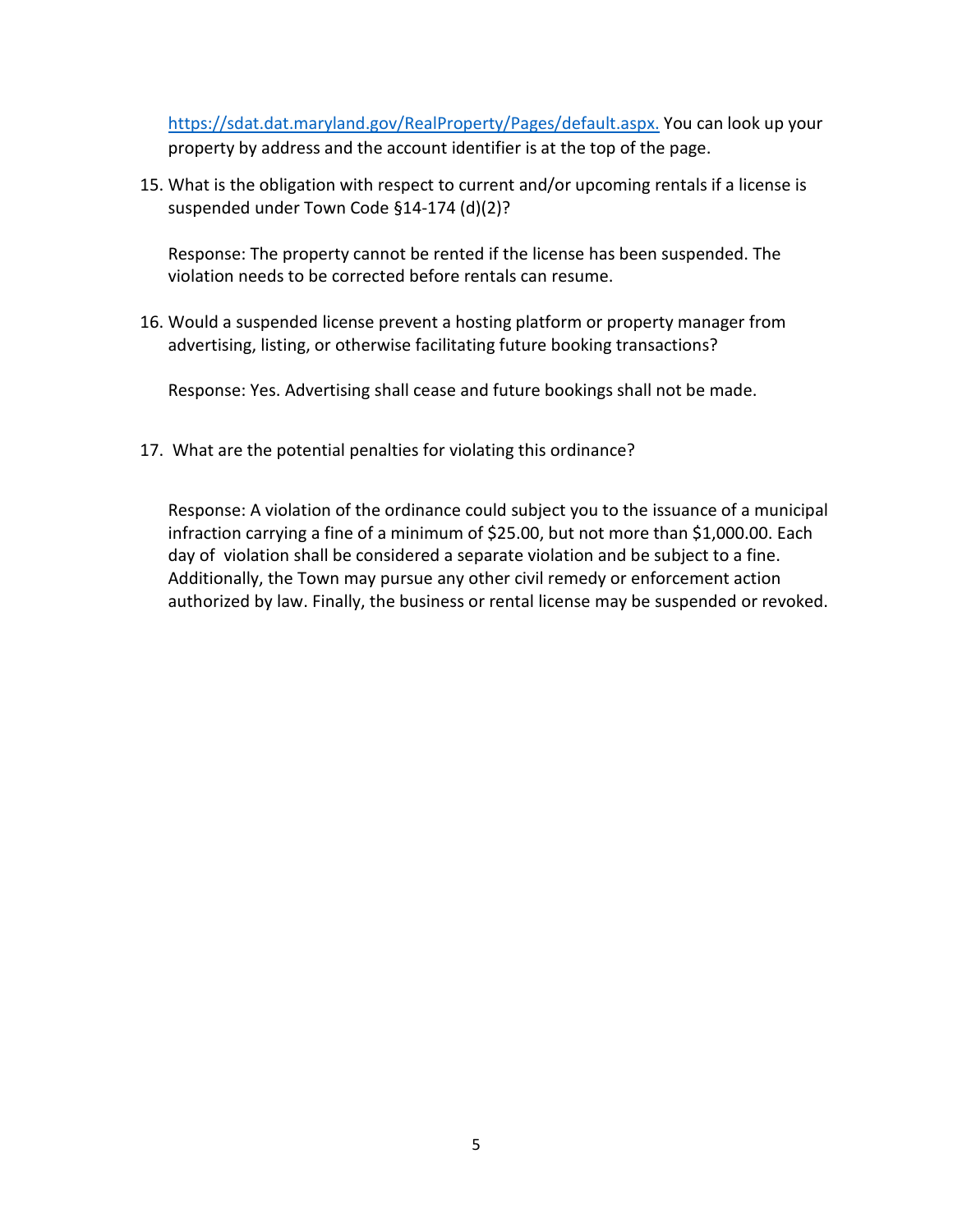https://sdat.dat.maryland.gov/RealProperty/Pages/default.aspx. You can look up your property by address and the account identifier is at the top of the page.

15. What is the obligation with respect to current and/or upcoming rentals if a license is suspended under Town Code §14-174 (d)(2)?

    Response: The property cannot be rented if the license has been suspended. The violation needs to be corrected before rentals can resume.

16. Would a suspended license prevent a hosting platform or property manager from advertising, listing, or otherwise facilitating future booking transactions?

    Response: Yes. Advertising shall cease and future bookings shall not be made.

17. What are the potential penalties for violating this ordinance?

    Response: A violation of the ordinance could subject you to the issuance of a municipal infraction carrying a fine of a minimum of $25.00, but not more than $1,000.00. Each day of violation shall be considered a separate violation and be subject to a fine. Additionally, the Town may pursue any other civil remedy or enforcement action authorized by law. Finally, the business or rental license may be suspended or revoked.